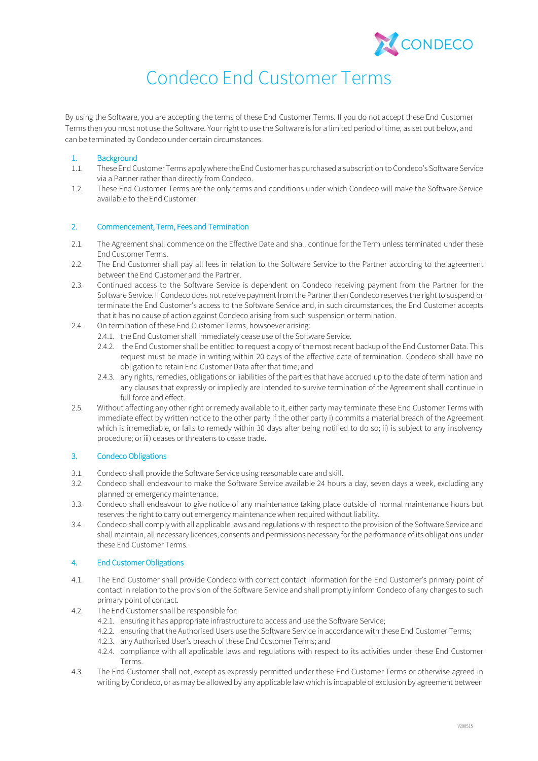# Condeco End Customer Terms

By using the Software, you are accepting the terms of these End Customer Terms. If you do not accept these End Customer Terms then you must not use the Software. Your right to use the Software is for a limited period of time, as set out below, and can be terminated by Condeco under certain circumstances.

## 1. Background

1.1. These End Customer Terms apply where the End Customer has purchased a subscription to Condeco's Software Service via a Partner rather than directly from Condeco.

1.2. These End Customer Terms are the only terms and conditions under which Condeco will make the Software Service available to the End Customer.

## 2. Commencement, Term, Fees and Termination

2.1. The Agreement shall commence on the Effective Date and shall continue for the Term unless terminated under these End Customer Terms.

2.2. The End Customer shall pay all fees in relation to the Software Service to the Partner according to the agreement between the End Customer and the Partner.

2.3. Continued access to the Software Service is dependent on Condeco receiving payment from the Partner for the Software Service. If Condeco does not receive payment from the Partner then Condeco reserves the right to suspend or terminate the End Customer's access to the Software Service and, in such circumstances, the End Customer accepts that it has no cause of action against Condeco arising from such suspension or termination.

2.4. On termination of these End Customer Terms, howsoever arising:

- 2.4.1. the End Customer shall immediately cease use of the Software Service.
- 2.4.2. the End Customer shall be entitled to request a copy of the most recent backup of the End Customer Data. This request must be made in writing within 20 days of the effective date of termination. Condeco shall have no obligation to retain End Customer Data after that time; and
- 2.4.3. any rights, remedies, obligations or liabilities of the parties that have accrued up to the date of termination and any clauses that expressly or impliedly are intended to survive termination of the Agreement shall continue in full force and effect.

2.5. Without affecting any other right or remedy available to it, either party may terminate these End Customer Terms with immediate effect by written notice to the other party if the other party i) commits a material breach of the Agreement which is irremediable, or fails to remedy within 30 days after being notified to do so; ii) is subject to any insolvency procedure; or iii) ceases or threatens to cease trade.

## 3. Condeco Obligations

3.1. Condeco shall provide the Software Service using reasonable care and skill.

3.2. Condeco shall endeavour to make the Software Service available 24 hours a day, seven days a week, excluding any planned or emergency maintenance.

3.3. Condeco shall endeavour to give notice of any maintenance taking place outside of normal maintenance hours but reserves the right to carry out emergency maintenance when required without liability.

3.4. Condeco shall comply with all applicable laws and regulations with respect to the provision of the Software Service and shall maintain, all necessary licences, consents and permissions necessary for the performance of its obligations under these End Customer Terms.

## 4. End Customer Obligations

4.1. The End Customer shall provide Condeco with correct contact information for the End Customer's primary point of contact in relation to the provision of the Software Service and shall promptly inform Condeco of any changes to such primary point of contact.

4.2. The End Customer shall be responsible for:

- 4.2.1. ensuring it has appropriate infrastructure to access and use the Software Service;
- 4.2.2. ensuring that the Authorised Users use the Software Service in accordance with these End Customer Terms;
- 4.2.3. any Authorised User's breach of these End Customer Terms; and
- 4.2.4. compliance with all applicable laws and regulations with respect to its activities under these End Customer Terms.

4.3. The End Customer shall not, except as expressly permitted under these End Customer Terms or otherwise agreed in writing by Condeco, or as may be allowed by any applicable law which is incapable of exclusion by agreement between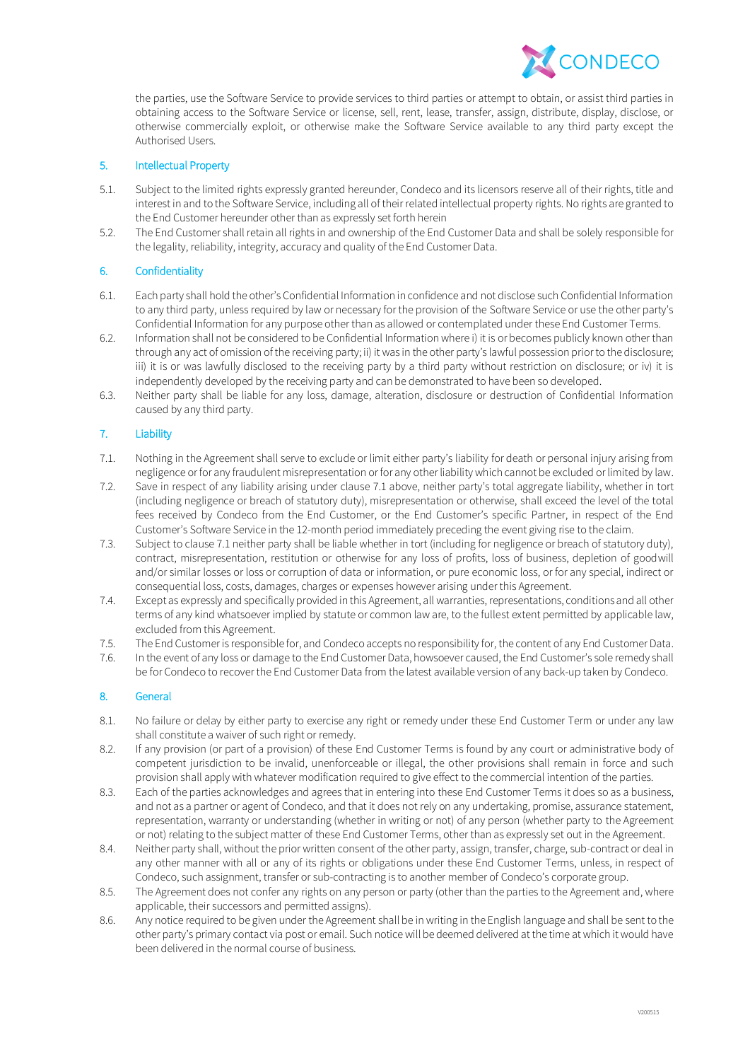the parties, use the Software Service to provide services to third parties or attempt to obtain, or assist third parties in obtaining access to the Software Service or license, sell, rent, lease, transfer, assign, distribute, display, disclose, or otherwise commercially exploit, or otherwise make the Software Service available to any third party except the Authorised Users.

## 5. Intellectual Property

5.1. Subject to the limited rights expressly granted hereunder, Condeco and its licensors reserve all of their rights, title and interest in and to the Software Service, including all of their related intellectual property rights. No rights are granted to the End Customer hereunder other than as expressly set forth herein

5.2. The End Customer shall retain all rights in and ownership of the End Customer Data and shall be solely responsible for the legality, reliability, integrity, accuracy and quality of the End Customer Data.

## 6. Confidentiality

6.1. Each party shall hold the other's Confidential Information in confidence and not disclose such Confidential Information to any third party, unless required by law or necessary for the provision of the Software Service or use the other party's Confidential Information for any purpose other than as allowed or contemplated under these End Customer Terms.

6.2. Information shall not be considered to be Confidential Information where i) it is or becomes publicly known other than through any act of omission of the receiving party; ii) it was in the other party's lawful possession prior to the disclosure; iii) it is or was lawfully disclosed to the receiving party by a third party without restriction on disclosure; or iv) it is independently developed by the receiving party and can be demonstrated to have been so developed.

6.3. Neither party shall be liable for any loss, damage, alteration, disclosure or destruction of Confidential Information caused by any third party.

## 7. Liability

7.1. Nothing in the Agreement shall serve to exclude or limit either party's liability for death or personal injury arising from negligence or for any fraudulent misrepresentation or for any other liability which cannot be excluded or limited by law.

7.2. Save in respect of any liability arising under clause 7.1 above, neither party's total aggregate liability, whether in tort (including negligence or breach of statutory duty), misrepresentation or otherwise, shall exceed the level of the total fees received by Condeco from the End Customer, or the End Customer's specific Partner, in respect of the End Customer's Software Service in the 12-month period immediately preceding the event giving rise to the claim.

7.3. Subject to clause 7.1 neither party shall be liable whether in tort (including for negligence or breach of statutory duty), contract, misrepresentation, restitution or otherwise for any loss of profits, loss of business, depletion of goodwill and/or similar losses or loss or corruption of data or information, or pure economic loss, or for any special, indirect or consequential loss, costs, damages, charges or expenses however arising under this Agreement.

7.4. Except as expressly and specifically provided in this Agreement, all warranties, representations, conditions and all other terms of any kind whatsoever implied by statute or common law are, to the fullest extent permitted by applicable law, excluded from this Agreement.

7.5. The End Customer is responsible for, and Condeco accepts no responsibility for, the content of any End Customer Data.

7.6. In the event of any loss or damage to the End Customer Data, howsoever caused, the End Customer's sole remedy shall be for Condeco to recover the End Customer Data from the latest available version of any back-up taken by Condeco.

## 8. General

8.1. No failure or delay by either party to exercise any right or remedy under these End Customer Term or under any law shall constitute a waiver of such right or remedy.

8.2. If any provision (or part of a provision) of these End Customer Terms is found by any court or administrative body of competent jurisdiction to be invalid, unenforceable or illegal, the other provisions shall remain in force and such provision shall apply with whatever modification required to give effect to the commercial intention of the parties.

8.3. Each of the parties acknowledges and agrees that in entering into these End Customer Terms it does so as a business, and not as a partner or agent of Condeco, and that it does not rely on any undertaking, promise, assurance statement, representation, warranty or understanding (whether in writing or not) of any person (whether party to the Agreement or not) relating to the subject matter of these End Customer Terms, other than as expressly set out in the Agreement.

8.4. Neither party shall, without the prior written consent of the other party, assign, transfer, charge, sub-contract or deal in any other manner with all or any of its rights or obligations under these End Customer Terms, unless, in respect of Condeco, such assignment, transfer or sub-contracting is to another member of Condeco's corporate group.

8.5. The Agreement does not confer any rights on any person or party (other than the parties to the Agreement and, where applicable, their successors and permitted assigns).

8.6. Any notice required to be given under the Agreement shall be in writing in the English language and shall be sent to the other party's primary contact via post or email. Such notice will be deemed delivered at the time at which it would have been delivered in the normal course of business.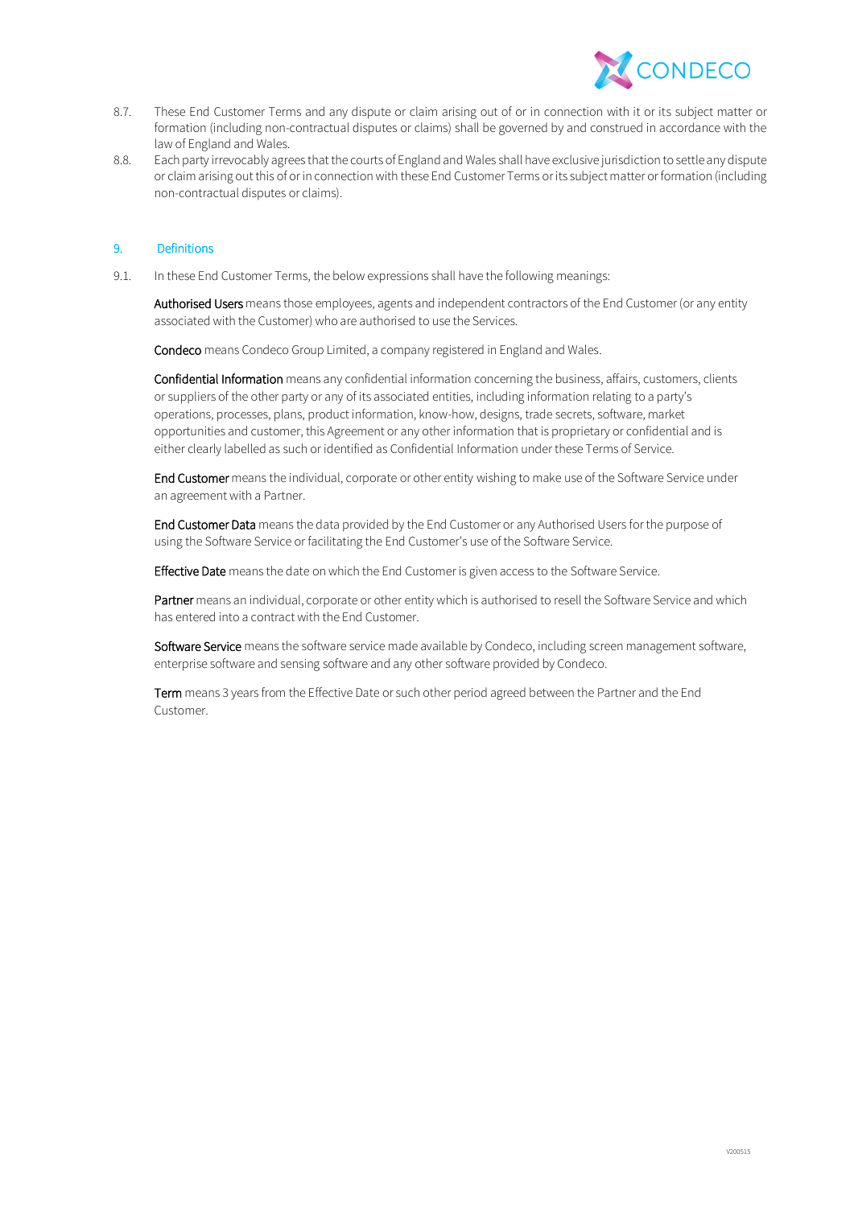8.7. These End Customer Terms and any dispute or claim arising out of or in connection with it or its subject matter or formation (including non-contractual disputes or claims) shall be governed by and construed in accordance with the law of England and Wales.

8.8. Each party irrevocably agrees that the courts of England and Wales shall have exclusive jurisdiction to settle any dispute or claim arising out this of or in connection with these End Customer Terms or its subject matter or formation (including non-contractual disputes or claims).

## 9. Definitions

9.1. In these End Customer Terms, the below expressions shall have the following meanings:

**Authorised Users** means those employees, agents and independent contractors of the End Customer (or any entity associated with the Customer) who are authorised to use the Services.

**Condeco** means Condeco Group Limited, a company registered in England and Wales.

**Confidential Information** means any confidential information concerning the business, affairs, customers, clients or suppliers of the other party or any of its associated entities, including information relating to a party's operations, processes, plans, product information, know-how, designs, trade secrets, software, market opportunities and customer, this Agreement or any other information that is proprietary or confidential and is either clearly labelled as such or identified as Confidential Information under these Terms of Service.

**End Customer** means the individual, corporate or other entity wishing to make use of the Software Service under an agreement with a Partner.

**End Customer Data** means the data provided by the End Customer or any Authorised Users for the purpose of using the Software Service or facilitating the End Customer's use of the Software Service.

**Effective Date** means the date on which the End Customer is given access to the Software Service.

**Partner** means an individual, corporate or other entity which is authorised to resell the Software Service and which has entered into a contract with the End Customer.

**Software Service** means the software service made available by Condeco, including screen management software, enterprise software and sensing software and any other software provided by Condeco.

**Term** means 3 years from the Effective Date or such other period agreed between the Partner and the End Customer.